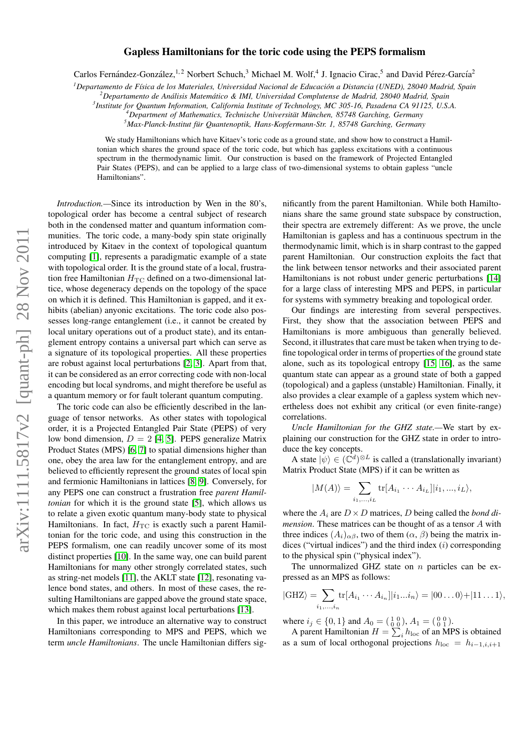# Gapless Hamiltonians for the toric code using the PEPS formalism

Carlos Fernández-González,[1,2] Norbert Schuch,[3] Michael M. Wolf,[4] J. Ignacio Cirac,[5] and David Pérez-García[2]

[1]Departamento de Física de los Materiales, Universidad Nacional de Educación a Distancia (UNED), 28040 Madrid, Spain
[2]Departamento de Análisis Matemático & IMI, Universidad Complutense de Madrid, 28040 Madrid, Spain
[3]Institute for Quantum Information, California Institute of Technology, MC 305-16, Pasadena CA 91125, U.S.A.
[4]Department of Mathematics, Technische Universität München, 85748 Garching, Germany
[5]Max-Planck-Institut für Quantenoptik, Hans-Kopfermann-Str. 1, 85748 Garching, Germany

We study Hamiltonians which have Kitaev's toric code as a ground state, and show how to construct a Hamiltonian which shares the ground space of the toric code, but which has gapless excitations with a continuous spectrum in the thermodynamic limit. Our construction is based on the framework of Projected Entangled Pair States (PEPS), and can be applied to a large class of two-dimensional systems to obtain gapless "uncle Hamiltonians".

*Introduction.*—Since its introduction by Wen in the 80's, topological order has become a central subject of research both in the condensed matter and quantum information communities. The toric code, a many-body spin state originally introduced by Kitaev in the context of topological quantum computing [1], represents a paradigmatic example of a state with topological order. It is the ground state of a local, frustration free Hamiltonian $H_{\rm TC}$ defined on a two-dimensional lattice, whose degeneracy depends on the topology of the space on which it is defined. This Hamiltonian is gapped, and it exhibits (abelian) anyonic excitations. The toric code also possesses long-range entanglement (i.e., it cannot be created by local unitary operations out of a product state), and its entanglement entropy contains a universal part which can serve as a signature of its topological properties. All these properties are robust against local perturbations [2, 3]. Apart from that, it can be considered as an error correcting code with non-local encoding but local syndroms, and might therefore be useful as a quantum memory or for fault tolerant quantum computing.

The toric code can also be efficiently described in the language of tensor networks. As other states with topological order, it is a Projected Entangled Pair State (PEPS) of very low bond dimension, $D = 2$ [4, 5]. PEPS generalize Matrix Product States (MPS) [6, 7] to spatial dimensions higher than one, obey the area law for the entanglement entropy, and are believed to efficiently represent the ground states of local spin and fermionic Hamiltonians in lattices [8, 9]. Conversely, for any PEPS one can construct a frustration free *parent Hamiltonian* for which it is the ground state [5], which allows us to relate a given exotic quantum many-body state to physical Hamiltonians. In fact, $H_{\rm TC}$ is exactly such a parent Hamiltonian for the toric code, and using this construction in the PEPS formalism, one can readily uncover some of its most distinct properties [10]. In the same way, one can build parent Hamiltonians for many other strongly correlated states, such as string-net models [11], the AKLT state [12], resonating valence bond states, and others. In most of these cases, the resulting Hamiltonians are gapped above the ground state space, which makes them robust against local perturbations [13].

In this paper, we introduce an alternative way to construct Hamiltonians corresponding to MPS and PEPS, which we term *uncle Hamiltonians*. The uncle Hamiltonian differs significantly from the parent Hamiltonian. While both Hamiltonians share the same ground state subspace by construction, their spectra are extremely different: As we prove, the uncle Hamiltonian is gapless and has a continuous spectrum in the thermodynamic limit, which is in sharp contrast to the gapped parent Hamiltonian. Our construction exploits the fact that the link between tensor networks and their associated parent Hamiltonians is not robust under generic perturbations [14] for a large class of interesting MPS and PEPS, in particular for systems with symmetry breaking and topological order.

Our findings are interesting from several perspectives. First, they show that the association between PEPS and Hamiltonians is more ambiguous than generally believed. Second, it illustrates that care must be taken when trying to define topological order in terms of properties of the ground state alone, such as its topological entropy [15, 16], as the same quantum state can appear as a ground state of both a gapped (topological) and a gapless (unstable) Hamiltonian. Finally, it also provides a clear example of a gapless system which nevertheless does not exhibit any critical (or even finite-range) correlations.

*Uncle Hamiltonian for the GHZ state.*—We start by explaining our construction for the GHZ state in order to introduce the key concepts.

A state $|\psi\rangle \in (\mathbb{C}^d)^{\otimes L}$ is called a (translationally invariant) Matrix Product State (MPS) if it can be written as

$$|M(A)\rangle = \sum_{i_1,\ldots,i_L} \mathrm{tr}[A_{i_1}\cdots A_{i_L}]|i_1,...,i_L\rangle,$$

where the $A_i$ are $D\times D$ matrices, $D$ being called the *bond dimension*. These matrices can be thought of as a tensor $A$ with three indices $(A_i)_{\alpha\beta}$, two of them $(\alpha,\,\beta)$ being the matrix indices ("virtual indices") and the third index $(i)$ corresponding to the physical spin ("physical index").

The unnormalized GHZ state on $n$ particles can be expressed as an MPS as follows:

$$|\mathrm{GHZ}\rangle = \sum_{i_1,\ldots,i_n} \mathrm{tr}[A_{i_1}\cdots A_{i_n}]|i_1...i_n\rangle = |00\ldots0\rangle + |11\ldots1\rangle,$$

where $i_j \in \{0,1\}$ and $A_0 = \left(\begin{smallmatrix}1&0\\0&0\end{smallmatrix}\right)$, $A_1 = \left(\begin{smallmatrix}0&0\\0&1\end{smallmatrix}\right)$.

A parent Hamiltonian $H = \sum_i h_{\rm loc}$ of an MPS is obtained as a sum of local orthogonal projections $h_{\rm loc} = h_{i-1,i,i+1}$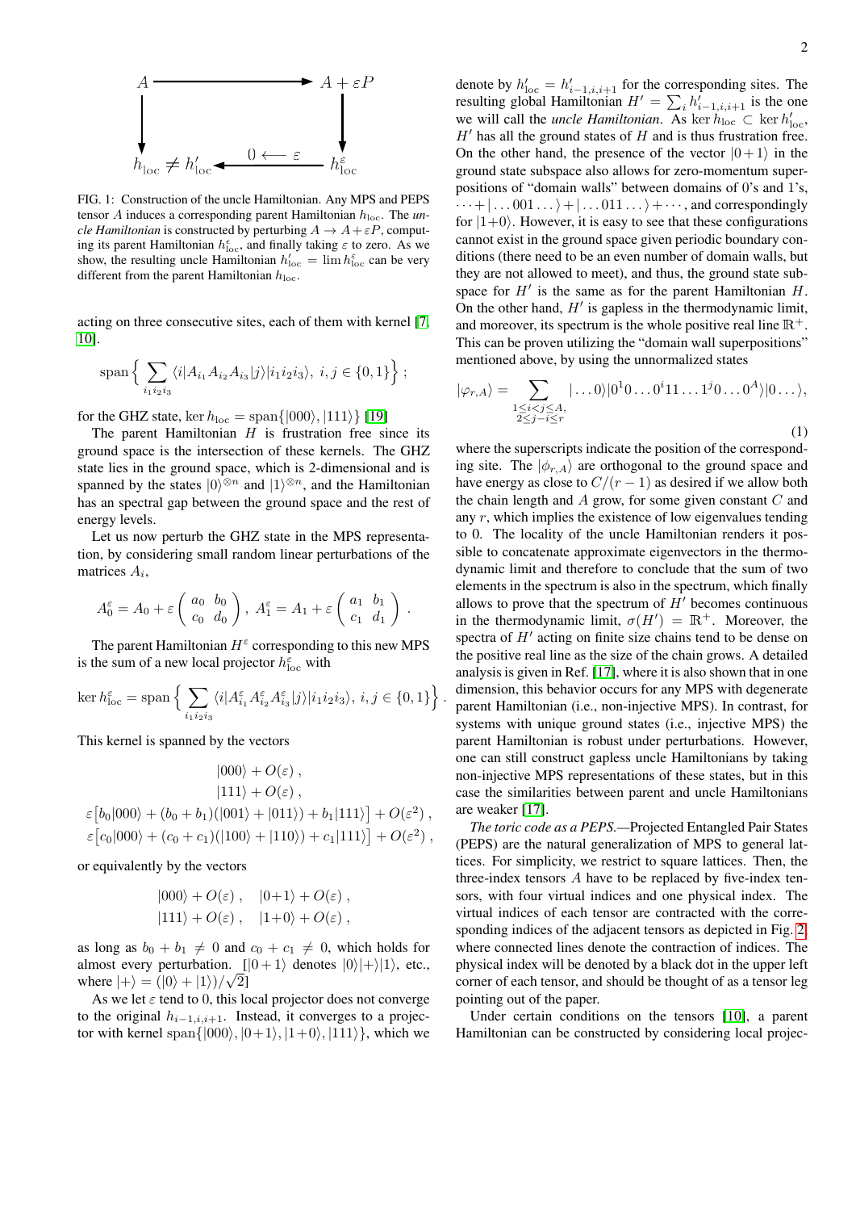FIG. 1: Construction of the uncle Hamiltonian. Any MPS and PEPS tensor $A$ induces a corresponding parent Hamiltonian $h_{\rm loc}$. The *uncle Hamiltonian* is constructed by perturbing $A \to A + \varepsilon P$, computing its parent Hamiltonian $h^\varepsilon_{\rm loc}$, and finally taking $\varepsilon$ to zero. As we show, the resulting uncle Hamiltonian $h'_{\rm loc} = \lim h^\varepsilon_{\rm loc}$ can be very different from the parent Hamiltonian $h_{\rm loc}$.

acting on three consecutive sites, each of them with kernel [7, 10].

$$\mathrm{span}\Big\{ \sum_{i_1 i_2 i_3} \langle i|A_{i_1}A_{i_2}A_{i_3}|j\rangle |i_1 i_2 i_3\rangle,\ i,j\in\{0,1\}\Big\}\ ;$$

for the GHZ state, $\ker h_{\rm loc} = \mathrm{span}\{|000\rangle, |111\rangle\}$ [19]

The parent Hamiltonian $H$ is frustration free since its ground space is the intersection of these kernels. The GHZ state lies in the ground space, which is 2-dimensional and is spanned by the states $|0\rangle^{\otimes n}$ and $|1\rangle^{\otimes n}$, and the Hamiltonian has an spectral gap between the ground space and the rest of energy levels.

Let us now perturb the GHZ state in the MPS representation, by considering small random linear perturbations of the matrices $A_i$,

$$A_0^\varepsilon = A_0 + \varepsilon \begin{pmatrix} a_0 & b_0 \\ c_0 & d_0 \end{pmatrix},\ A_1^\varepsilon = A_1 + \varepsilon \begin{pmatrix} a_1 & b_1 \\ c_1 & d_1 \end{pmatrix}\ .$$

The parent Hamiltonian $H^\varepsilon$ corresponding to this new MPS is the sum of a new local projector $h^\varepsilon_{\rm loc}$ with

$$\ker h^\varepsilon_{\rm loc} = \mathrm{span}\Big\{ \sum_{i_1 i_2 i_3} \langle i|A^\varepsilon_{i_1}A^\varepsilon_{i_2}A^\varepsilon_{i_3}|j\rangle |i_1 i_2 i_3\rangle,\ i,j\in\{0,1\}\Big\}\ .$$

This kernel is spanned by the vectors

$$\begin{gathered}
|000\rangle + O(\varepsilon)\ ,\\
|111\rangle + O(\varepsilon)\ ,\\
\varepsilon\big[b_0|000\rangle + (b_0+b_1)(|001\rangle + |011\rangle) + b_1|111\rangle\big] + O(\varepsilon^2)\ ,\\
\varepsilon\big[c_0|000\rangle + (c_0+c_1)(|100\rangle + |110\rangle) + c_1|111\rangle\big] + O(\varepsilon^2)\ ,
\end{gathered}$$

or equivalently by the vectors

$$\begin{aligned}
&|000\rangle + O(\varepsilon)\ , \quad |0{+}1\rangle + O(\varepsilon)\ ,\\
&|111\rangle + O(\varepsilon)\ , \quad |1{+}0\rangle + O(\varepsilon)\ ,
\end{aligned}$$

as long as $b_0 + b_1 \neq 0$ and $c_0 + c_1 \neq 0$, which holds for almost every perturbation. [$|0{+}1\rangle$ denotes $|0\rangle|{+}\rangle|1\rangle$, etc., where $|{+}\rangle = (|0\rangle + |1\rangle)/\sqrt{2}$]

As we let $\varepsilon$ tend to 0, this local projector does not converge to the original $h_{i-1,i,i+1}$. Instead, it converges to a projector with kernel $\mathrm{span}\{|000\rangle, |0{+}1\rangle, |1{+}0\rangle, |111\rangle\}$, which we denote by $h'_{\rm loc} = h'_{i-1,i,i+1}$ for the corresponding sites. The resulting global Hamiltonian $H' = \sum_i h'_{i-1,i,i+1}$ is the one we will call the *uncle Hamiltonian*. As $\ker h_{\rm loc} \subset \ker h'_{\rm loc}$, $H'$ has all the ground states of $H$ and is thus frustration free. On the other hand, the presence of the vector $|0{+}1\rangle$ in the ground state subspace also allows for zero-momentum superpositions of "domain walls" between domains of 0's and 1's, $\cdots + |\ldots 001 \ldots\rangle + |\ldots 011 \ldots\rangle + \cdots$, and correspondingly for $|1{+}0\rangle$. However, it is easy to see that these configurations cannot exist in the ground space given periodic boundary conditions (there need to be an even number of domain walls, but they are not allowed to meet), and thus, the ground state subspace for $H'$ is the same as for the parent Hamiltonian $H$. On the other hand, $H'$ is gapless in the thermodynamic limit, and moreover, its spectrum is the whole positive real line $\mathbb{R}^+$. This can be proven utilizing the "domain wall superpositions" mentioned above, by using the unnormalized states

$$|\varphi_{r,A}\rangle = \sum_{\substack{1\le i<j\le A,\\ 2\le j-i\le r}} |\ldots 0\rangle|0^1 0\ldots 0^i 1 1 \ldots 1^j 0 \ldots 0^A\rangle|0\ldots\rangle, \tag{1}$$

where the superscripts indicate the position of the corresponding site. The $|\phi_{r,A}\rangle$ are orthogonal to the ground space and have energy as close to $C/(r-1)$ as desired if we allow both the chain length and $A$ grow, for some given constant $C$ and any $r$, which implies the existence of low eigenvalues tending to 0. The locality of the uncle Hamiltonian renders it possible to concatenate approximate eigenvectors in the thermodynamic limit and therefore to conclude that the sum of two elements in the spectrum is also in the spectrum, which finally allows to prove that the spectrum of $H'$ becomes continuous in the thermodynamic limit, $\sigma(H') = \mathbb{R}^+$. Moreover, the spectra of $H'$ acting on finite size chains tend to be dense on the positive real line as the size of the chain grows. A detailed analysis is given in Ref. [17], where it is also shown that in one dimension, this behavior occurs for any MPS with degenerate parent Hamiltonian (i.e., non-injective MPS). In contrast, for systems with unique ground states (i.e., injective MPS) the parent Hamiltonian is robust under perturbations. However, one can still construct gapless uncle Hamiltonians by taking non-injective MPS representations of these states, but in this case the similarities between parent and uncle Hamiltonians are weaker [17].

*The toric code as a PEPS.*—Projected Entangled Pair States (PEPS) are the natural generalization of MPS to general lattices. For simplicity, we restrict to square lattices. Then, the three-index tensors $A$ have to be replaced by five-index tensors, with four virtual indices and one physical index. The virtual indices of each tensor are contracted with the corresponding indices of the adjacent tensors as depicted in Fig. 2, where connected lines denote the contraction of indices. The physical index will be denoted by a black dot in the upper left corner of each tensor, and should be thought of as a tensor leg pointing out of the paper.

Under certain conditions on the tensors [10], a parent Hamiltonian can be constructed by considering local projec-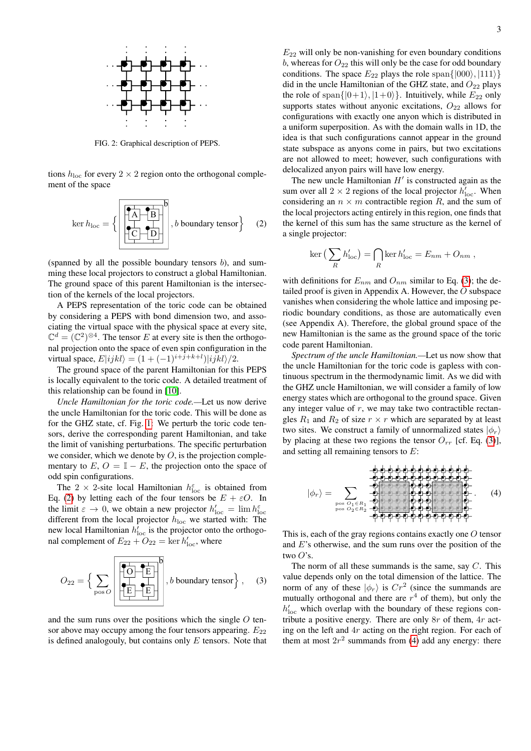FIG. 2: Graphical description of PEPS.

tions $h_{\rm loc}$ for every $2\times 2$ region onto the orthogonal complement of the space

$$\ker h_{\rm loc} = \Big\{ \boxed{\begin{matrix} A & B \\ C & D \end{matrix}}^{\,b}, b \text{ boundary tensor} \Big\} \qquad (2)$$

(spanned by all the possible boundary tensors $b$), and summing these local projectors to construct a global Hamiltonian. The ground space of this parent Hamiltonian is the intersection of the kernels of the local projectors.

A PEPS representation of the toric code can be obtained by considering a PEPS with bond dimension two, and associating the virtual space with the physical space at every site, $\mathbb{C}^d = (\mathbb{C}^2)^{\otimes 4}$. The tensor $E$ at every site is then the orthogonal projection onto the space of even spin configuration in the virtual space, $E|ijkl\rangle = (1 + (-1)^{i+j+k+l})|ijkl\rangle/2$.

The ground space of the parent Hamiltonian for this PEPS is locally equivalent to the toric code. A detailed treatment of this relationship can be found in [10].

*Uncle Hamiltonian for the toric code.*—Let us now derive the uncle Hamiltonian for the toric code. This will be done as for the GHZ state, cf. Fig. 1: We perturb the toric code tensors, derive the corresponding parent Hamiltonian, and take the limit of vanishing perturbations. The specific perturbation we consider, which we denote by $O$, is the projection complementary to $E$, $O = \mathbb{I} - E$, the projection onto the space of odd spin configurations.

The $2\times 2$-site local Hamiltonian $h^{\varepsilon}_{\rm loc}$ is obtained from Eq. (2) by letting each of the four tensors be $E + \varepsilon O$. In the limit $\varepsilon \to 0$, we obtain a new projector $h'_{\rm loc} = \lim h^{\varepsilon}_{\rm loc}$ different from the local projector $h_{\rm loc}$ we started with: The new local Hamiltonian $h'_{\rm loc}$ is the projector onto the orthogonal complement of $E_{22} + O_{22} = \ker h'_{\rm loc}$, where

$$O_{22} = \Big\{ \sum_{\text{pos}\, O} \boxed{\begin{matrix} O & E \\ E & E \end{matrix}}^{\,b}, b \text{ boundary tensor} \Big\} , \qquad (3)$$

and the sum runs over the positions which the single $O$ tensor above may occupy among the four tensors appearing. $E_{22}$ is defined analogouly, but contains only $E$ tensors. Note that $E_{22}$ will only be non-vanishing for even boundary conditions $b$, whereas for $O_{22}$ this will only be the case for odd boundary conditions. The space $E_{22}$ plays the role $\text{span}\{|000\rangle, |111\rangle\}$ did in the uncle Hamiltonian of the GHZ state, and $O_{22}$ plays the role of $\text{span}\{|0{+}1\rangle, |1{+}0\rangle\}$. Intuitively, while $E_{22}$ only supports states without anyonic excitations, $O_{22}$ allows for configurations with exactly one anyon which is distributed in a uniform superposition. As with the domain walls in 1D, the idea is that such configurations cannot appear in the ground state subspace as anyons come in pairs, but two excitations are not allowed to meet; however, such configurations with delocalized anyon pairs will have low energy.

The new uncle Hamiltonian $H'$ is constructed again as the sum over all $2\times 2$ regions of the local projector $h'_{\rm loc}$. When considering an $n \times m$ contractible region $R$, and the sum of the local projectors acting entirely in this region, one finds that the kernel of this sum has the same structure as the kernel of a single projector:

$$\ker\big(\sum_R h'_{\rm loc}\big) = \bigcap_R \ker h'_{\rm loc} = E_{nm} + O_{nm} \,,$$

with definitions for $E_{nm}$ and $O_{nm}$ similar to Eq. (3); the detailed proof is given in Appendix A. However, the $O$ subspace vanishes when considering the whole lattice and imposing periodic boundary conditions, as those are automatically even (see Appendix A). Therefore, the global ground space of the new Hamiltonian is the same as the ground space of the toric code parent Hamiltonian.

*Spectrum of the uncle Hamiltonian.*—Let us now show that the uncle Hamiltonian for the toric code is gapless with continuous spectrum in the thermodynamic limit. As we did with the GHZ uncle Hamiltonian, we will consider a family of low energy states which are orthogonal to the ground space. Given any integer value of $r$, we may take two contractible rectangles $R_1$ and $R_2$ of size $r\times r$ which are separated by at least two sites. We construct a family of unnormalized states $|\phi_r\rangle$ by placing at these two regions the tensor $O_{rr}$ [cf. Eq. (3)], and setting all remaining tensors to $E$:

$$|\phi_r\rangle = \sum_{\substack{\text{pos}\ O_1\in R_1 \\ \text{pos}\ O_2 \in R_2}} \quad [\text{PEPS lattice diagram}] \,. \qquad (4)$$

This is, each of the gray regions contains exactly one $O$ tensor and $E$'s otherwise, and the sum runs over the position of the two $O$'s.

The norm of all these summands is the same, say $C$. This value depends only on the total dimension of the lattice. The norm of any of these $|\phi_r\rangle$ is $Cr^2$ (since the summands are mutually orthogonal and there are $r^4$ of them), but only the $h'_{\rm loc}$ which overlap with the boundary of these regions contribute a positive energy. There are only $8r$ of them, $4r$ acting on the left and $4r$ acting on the right region. For each of them at most $2r^2$ summands from (4) add any energy: there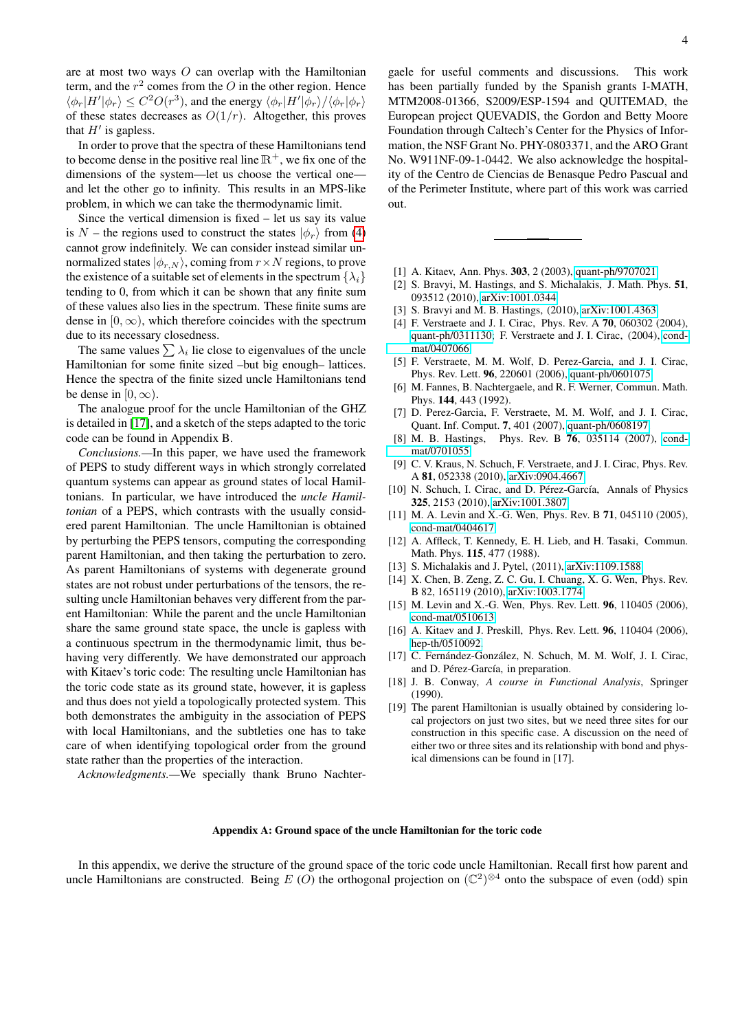are at most two ways $O$ can overlap with the Hamiltonian term, and the $r^2$ comes from the $O$ in the other region. Hence $\langle\phi_r|H'|\phi_r\rangle \leq C^2 O(r^3)$, and the energy $\langle\phi_r|H'|\phi_r\rangle/\langle\phi_r|\phi_r\rangle$ of these states decreases as $O(1/r)$. Altogether, this proves that $H'$ is gapless.

In order to prove that the spectra of these Hamiltonians tend to become dense in the positive real line $\mathbb{R}^+$, we fix one of the dimensions of the system—let us choose the vertical one—and let the other go to infinity. This results in an MPS-like problem, in which we can take the thermodynamic limit.

Since the vertical dimension is fixed – let us say its value is $N$ – the regions used to construct the states $|\phi_r\rangle$ from (4) cannot grow indefinitely. We can consider instead similar unnormalized states $|\phi_{r,N}\rangle$, coming from $r\times N$ regions, to prove the existence of a suitable set of elements in the spectrum $\{\lambda_i\}$ tending to 0, from which it can be shown that any finite sum of these values also lies in the spectrum. These finite sums are dense in $[0,\infty)$, which therefore coincides with the spectrum due to its necessary closedness.

The same values $\sum\lambda_i$ lie close to eigenvalues of the uncle Hamiltonian for some finite sized –but big enough– lattices. Hence the spectra of the finite sized uncle Hamiltonians tend be dense in $[0,\infty)$.

The analogue proof for the uncle Hamiltonian of the GHZ is detailed in [17], and a sketch of the steps adapted to the toric code can be found in Appendix B.

*Conclusions.*—In this paper, we have used the framework of PEPS to study different ways in which strongly correlated quantum systems can appear as ground states of local Hamiltonians. In particular, we have introduced the *uncle Hamiltonian* of a PEPS, which contrasts with the usually considered parent Hamiltonian. The uncle Hamiltonian is obtained by perturbing the PEPS tensors, computing the corresponding parent Hamiltonian, and then taking the perturbation to zero. As parent Hamiltonians of systems with degenerate ground states are not robust under perturbations of the tensors, the resulting uncle Hamiltonian behaves very different from the parent Hamiltonian: While the parent and the uncle Hamiltonian share the same ground state space, the uncle is gapless with a continuous spectrum in the thermodynamic limit, thus behaving very differently. We have demonstrated our approach with Kitaev's toric code: The resulting uncle Hamiltonian has the toric code state as its ground state, however, it is gapless and thus does not yield a topologically protected system. This both demonstrates the ambiguity in the association of PEPS with local Hamiltonians, and the subtleties one has to take care of when identifying topological order from the ground state rather than the properties of the interaction.

*Acknowledgments.*—We specially thank Bruno Nachtergaele for useful comments and discussions. This work has been partially funded by the Spanish grants I-MATH, MTM2008-01366, S2009/ESP-1594 and QUITEMAD, the European project QUEVADIS, the Gordon and Betty Moore Foundation through Caltech's Center for the Physics of Information, the NSF Grant No. PHY-0803371, and the ARO Grant No. W911NF-09-1-0442. We also acknowledge the hospitality of the Centro de Ciencias de Benasque Pedro Pascual and of the Perimeter Institute, where part of this work was carried out.

---

[1] A. Kitaev, Ann. Phys. **303**, 2 (2003), quant-ph/9707021.
[2] S. Bravyi, M. Hastings, and S. Michalakis, J. Math. Phys. **51**, 093512 (2010), arXiv:1001.0344.
[3] S. Bravyi and M. B. Hastings, (2010), arXiv:1001.4363.
[4] F. Verstraete and J. I. Cirac, Phys. Rev. A **70**, 060302 (2004), quant-ph/0311130; F. Verstraete and J. I. Cirac, (2004), cond-mat/0407066.
[5] F. Verstraete, M. M. Wolf, D. Perez-Garcia, and J. I. Cirac, Phys. Rev. Lett. **96**, 220601 (2006), quant-ph/0601075.
[6] M. Fannes, B. Nachtergaele, and R. F. Werner, Commun. Math. Phys. **144**, 443 (1992).
[7] D. Perez-Garcia, F. Verstraete, M. M. Wolf, and J. I. Cirac, Quant. Inf. Comput. **7**, 401 (2007), quant-ph/0608197.
[8] M. B. Hastings, Phys. Rev. B **76**, 035114 (2007), cond-mat/0701055.
[9] C. V. Kraus, N. Schuch, F. Verstraete, and J. I. Cirac, Phys. Rev. A **81**, 052338 (2010), arXiv:0904.4667.
[10] N. Schuch, I. Cirac, and D. Pérez-García, Annals of Physics **325**, 2153 (2010), arXiv:1001.3807.
[11] M. A. Levin and X.-G. Wen, Phys. Rev. B **71**, 045110 (2005), cond-mat/0404617.
[12] A. Affleck, T. Kennedy, E. H. Lieb, and H. Tasaki, Commun. Math. Phys. **115**, 477 (1988).
[13] S. Michalakis and J. Pytel, (2011), arXiv:1109.1588.
[14] X. Chen, B. Zeng, Z. C. Gu, I. Chuang, X. G. Wen, Phys. Rev. B 82, 165119 (2010), arXiv:1003.1774.
[15] M. Levin and X.-G. Wen, Phys. Rev. Lett. **96**, 110405 (2006), cond-mat/0510613.
[16] A. Kitaev and J. Preskill, Phys. Rev. Lett. **96**, 110404 (2006), hep-th/0510092.
[17] C. Fernández-González, N. Schuch, M. M. Wolf, J. I. Cirac, and D. Pérez-García, in preparation.
[18] J. B. Conway, *A course in Functional Analysis*, Springer (1990).
[19] The parent Hamiltonian is usually obtained by considering local projectors on just two sites, but we need three sites for our construction in this specific case. A discussion on the need of either two or three sites and its relationship with bond and physical dimensions can be found in [17].

## Appendix A: Ground space of the uncle Hamiltonian for the toric code

In this appendix, we derive the structure of the ground space of the toric code uncle Hamiltonian. Recall first how parent and uncle Hamiltonians are constructed. Being $E$ $(O)$ the orthogonal projection on $(\mathbb{C}^2)^{\otimes 4}$ onto the subspace of even (odd) spin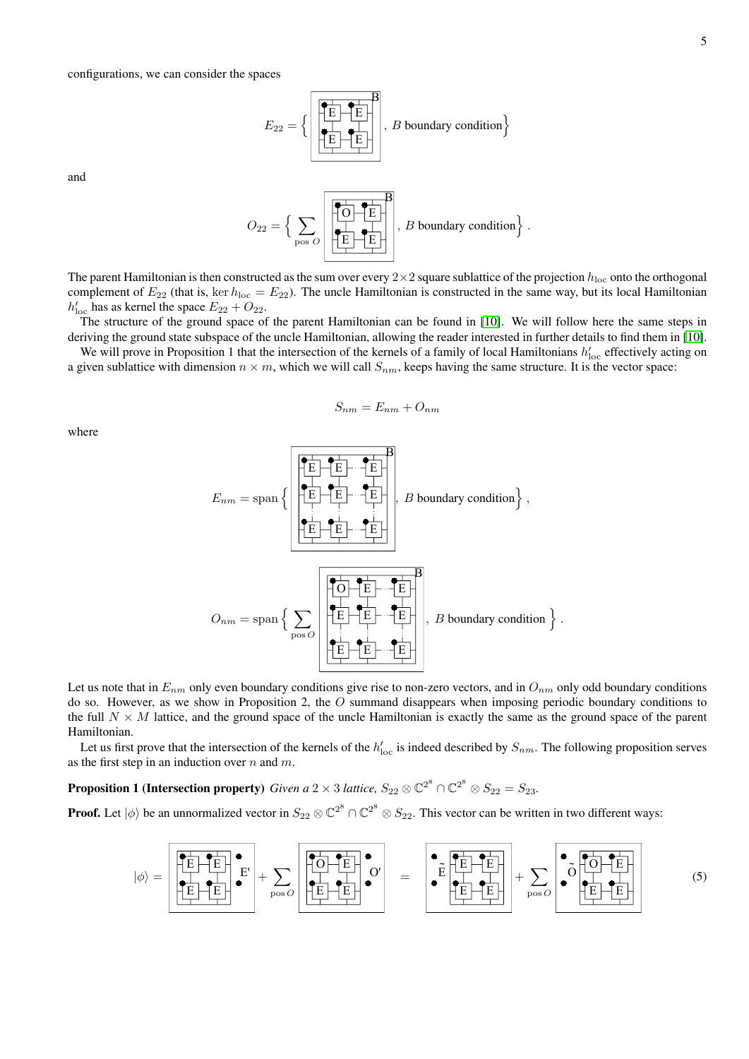configurations, we can consider the spaces

$$E_{22} = \Big\{ \text{[diagram: 2×2 lattice of E tensors, boundary B]} ,\ B \text{ boundary condition} \Big\}$$

and

$$O_{22} = \Big\{ \sum_{\text{pos } O} \text{[diagram: 2×2 lattice with one O and three E tensors, boundary B]} ,\ B \text{ boundary condition} \Big\} .$$

The parent Hamiltonian is then constructed as the sum over every $2 \times 2$ square sublattice of the projection $h_{\text{loc}}$ onto the orthogonal complement of $E_{22}$ (that is, $\ker h_{\text{loc}} = E_{22}$). The uncle Hamiltonian is constructed in the same way, but its local Hamiltonian $h'_{\text{loc}}$ has as kernel the space $E_{22} + O_{22}$.

The structure of the ground state of the parent Hamiltonian can be found in [10]. We will follow here the same steps in deriving the ground state subspace of the uncle Hamiltonian, allowing the reader interested in further details to find them in [10].

We will prove in Proposition 1 that the intersection of the kernels of a family of local Hamiltonians $h'_{\text{loc}}$ effectively acting on a given sublattice with dimension $n \times m$, which we will call $S_{nm}$, keeps having the same structure. It is the vector space:

$$S_{nm} = E_{nm} + O_{nm}$$

where

$$E_{nm} = \text{span}\Big\{ \text{[diagram: } n \times m \text{ lattice of E tensors, boundary B]} ,\ B \text{ boundary condition} \Big\} ,$$

$$O_{nm} = \text{span}\Big\{ \sum_{\text{pos } O} \text{[diagram: } n \times m \text{ lattice with one O and remaining E tensors, boundary B]} ,\ B \text{ boundary condition} \Big\} .$$

Let us note that in $E_{nm}$ only even boundary conditions give rise to non-zero vectors, and in $O_{nm}$ only odd boundary conditions do so. However, as we show in Proposition 2, the $O$ summand disappears when imposing periodic boundary conditions to the full $N \times M$ lattice, and the ground space of the uncle Hamiltonian is exactly the same as the ground space of the parent Hamiltonian.

Let us first prove that the intersection of the kernels of the $h'_{\text{loc}}$ is indeed described by $S_{nm}$. The following proposition serves as the first step in an induction over $n$ and $m$.

**Proposition 1 (Intersection property)** *Given a* $2 \times 3$ *lattice,* $S_{22} \otimes \mathbb{C}^{2^8} \cap \mathbb{C}^{2^8} \otimes S_{22} = S_{23}$.

**Proof.** Let $|\phi\rangle$ be an unnormalized vector in $S_{22} \otimes \mathbb{C}^{2^8} \cap \mathbb{C}^{2^8} \otimes S_{22}$. This vector can be written in two different ways:

$$|\phi\rangle = \text{[diagram: E E / E E, with E' on right]} + \sum_{\text{pos } O} \text{[diagram: O E / E E, with O' on right]} = \text{[diagram: } \tilde{E} \text{ on left, E E / E E]} + \sum_{\text{pos } O} \text{[diagram: } \tilde{O} \text{ on left, O E / E E]} \tag{5}$$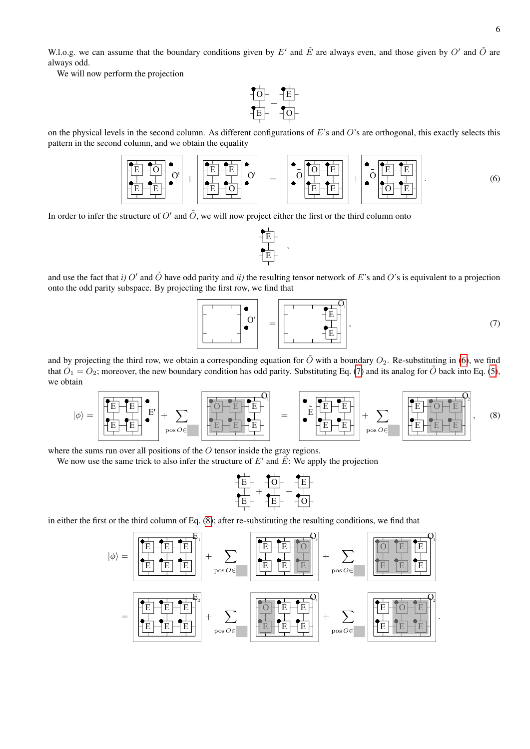W.l.o.g. we can assume that the boundary conditions given by $E'$ and $\tilde{E}$ are always even, and those given by $O'$ and $\tilde{O}$ are always odd.

We will now perform the projection

on the physical levels in the second column. As different configurations of $E$'s and $O$'s are orthogonal, this exactly selects this pattern in the second column, and we obtain the equality

(6)

In order to infer the structure of $O'$ and $\tilde{O}$, we will now project either the first or the third column onto

and use the fact that *i)* $O'$ and $\tilde{O}$ have odd parity and *ii)* the resulting tensor network of $E$'s and $O$'s is equivalent to a projection onto the odd parity subspace. By projecting the first row, we find that

(7)

and by projecting the third row, we obtain a corresponding equation for $\tilde{O}$ with a boundary $O_2$. Re-substituting in (6), we find that $O_1 = O_2$; moreover, the new boundary condition has odd parity. Substituting Eq. (7) and its analog for $\tilde{O}$ back into Eq. (5), we obtain

$$|\phi\rangle = \ldots + \sum_{\text{pos } O \in} \ldots = \ldots + \sum_{\text{pos } O \in} \ldots \qquad (8)$$

where the sums run over all positions of the $O$ tensor inside the gray regions.

We now use the same trick to also infer the structure of $E'$ and $\tilde{E}$: We apply the projection

in either the first or the third column of Eq. (8); after re-substituting the resulting conditions, we find that

$$|\phi\rangle = \ldots + \sum_{\text{pos } O \in} \ldots + \sum_{\text{pos } O \in} \ldots$$

$$= \ldots + \sum_{\text{pos } O \in} \ldots + \sum_{\text{pos } O \in} \ldots .$$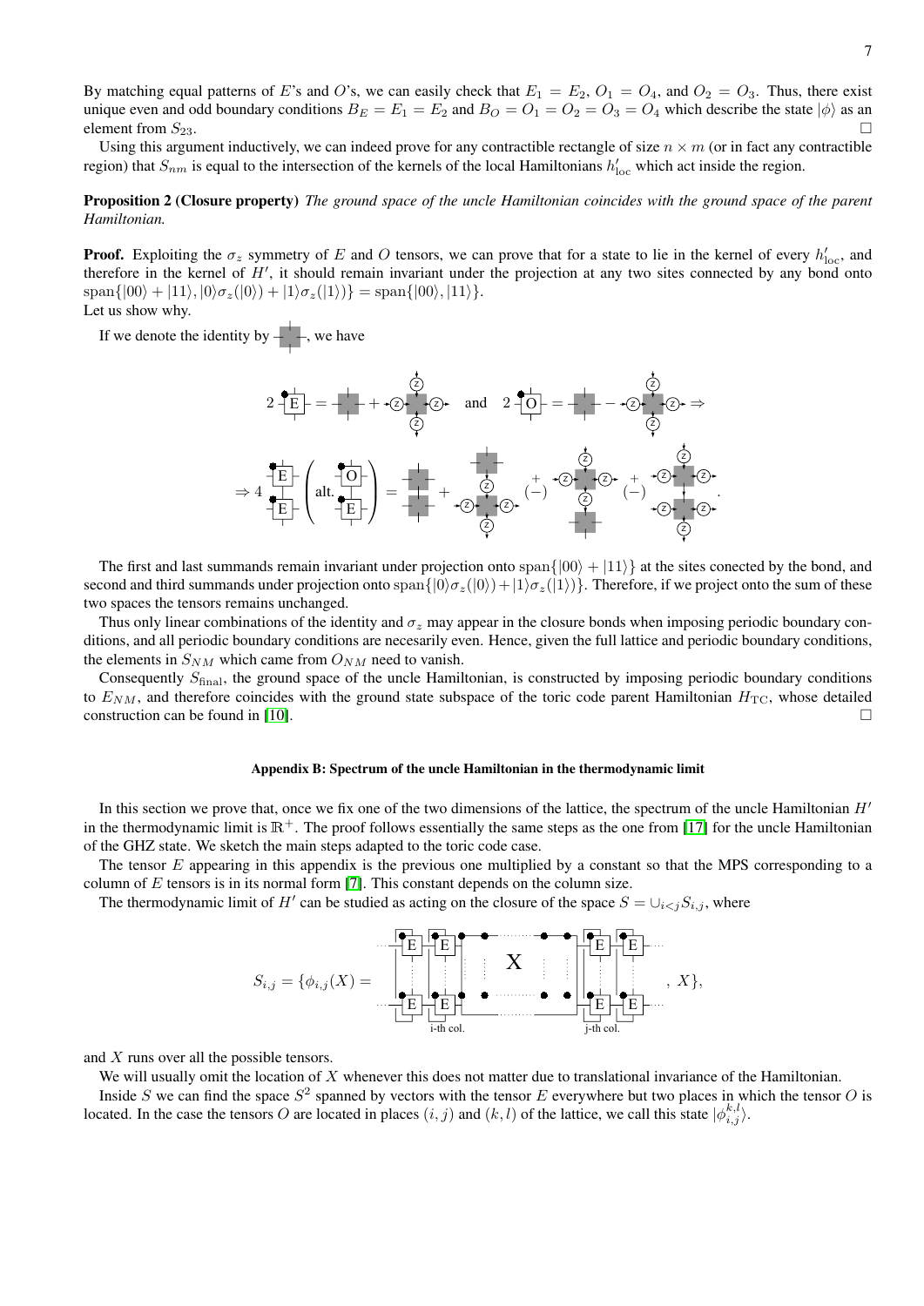By matching equal patterns of $E$'s and $O$'s, we can easily check that $E_1 = E_2$, $O_1 = O_4$, and $O_2 = O_3$. Thus, there exist unique even and odd boundary conditions $B_E = E_1 = E_2$ and $B_O = O_1 = O_2 = O_3 = O_4$ which describe the state $|\phi\rangle$ as an element from $S_{23}$. □

Using this argument inductively, we can indeed prove for any contractible rectangle of size $n \times m$ (or in fact any contractible region) that $S_{nm}$ is equal to the intersection of the kernels of the local Hamiltonians $h'_{\text{loc}}$ which act inside the region.

**Proposition 2 (Closure property)** *The ground space of the uncle Hamiltonian coincides with the ground space of the parent Hamiltonian.*

**Proof.** Exploiting the $\sigma_z$ symmetry of $E$ and $O$ tensors, we can prove that for a state to lie in the kernel of every $h'_{\text{loc}}$, and therefore in the kernel of $H'$, it should remain invariant under the projection at any two sites connected by any bond onto $\text{span}\{|00\rangle + |11\rangle, |0\rangle\sigma_z(|0\rangle) + |1\rangle\sigma_z(|1\rangle)\} = \text{span}\{|00\rangle, |11\rangle\}$.
Let us show why.

If we denote the identity by [gray square], we have

[Diagram: $2\,E = \mathbb{1} + (\sigma_z \text{ on all legs})$ and $2\,O = \mathbb{1} - (\sigma_z \text{ on all legs}) \Rightarrow$

$\Rightarrow 4\, E\text{ over }E \;(\text{alt. } O \text{ over } E) = \mathbb{1}\otimes\mathbb{1} + (\sigma_z\text{'s on lower tensor}) \overset{+}{(-)} (\sigma_z\text{'s on upper tensor}) \overset{+}{(-)} (\sigma_z\text{'s on both tensors})$.]

The first and last summands remain invariant under projection onto $\text{span}\{|00\rangle + |11\rangle\}$ at the sites conected by the bond, and second and third summands under projection onto $\text{span}\{|0\rangle\sigma_z(|0\rangle) + |1\rangle\sigma_z(|1\rangle)\}$. Therefore, if we project onto the sum of these two spaces the tensors remains unchanged.

Thus only linear combinations of the identity and $\sigma_z$ may appear in the closure bonds when imposing periodic boundary conditions, and all periodic boundary conditions are necesarily even. Hence, given the full lattice and periodic boundary conditions, the elements in $S_{NM}$ which came from $O_{NM}$ need to vanish.

Consequently $S_{\text{final}}$, the ground space of the uncle Hamiltonian, is constructed by imposing periodic boundary conditions to $E_{NM}$, and therefore coincides with the ground state subspace of the toric code parent Hamiltonian $H_{\text{TC}}$, whose detailed construction can be found in [10]. □

## Appendix B: Spectrum of the uncle Hamiltonian in the thermodynamic limit

In this section we prove that, once we fix one of the two dimensions of the lattice, the spectrum of the uncle Hamiltonian $H'$ in the thermodynamic limit is $\mathbb{R}^+$. The proof follows essentially the same steps as the one from [17] for the uncle Hamiltonian of the GHZ state. We sketch the main steps adapted to the toric code case.

The tensor $E$ appearing in this appendix is the previous one multiplied by a constant so that the MPS corresponding to a column of $E$ tensors is in its normal form [7]. This constant depends on the column size.

The thermodynamic limit of $H'$ can be studied as acting on the closure of the space $S = \cup_{i<j} S_{i,j}$, where

$$S_{i,j} = \{\phi_{i,j}(X) = \text{[diagram: columns of } E \text{ tensors, with tensor } X \text{ inserted between the } i\text{-th col. and } j\text{-th col.]}\;,\; X\},$$

and $X$ runs over all the possible tensors.

We will usually omit the location of $X$ whenever this does not matter due to translational invariance of the Hamiltonian.

Inside $S$ we can find the space $S^2$ spanned by vectors with the tensor $E$ everywhere but two places in which the tensor $O$ is located. In the case the tensors $O$ are located in places $(i,j)$ and $(k,l)$ of the lattice, we call this state $|\phi_{i,j}^{k,l}\rangle$.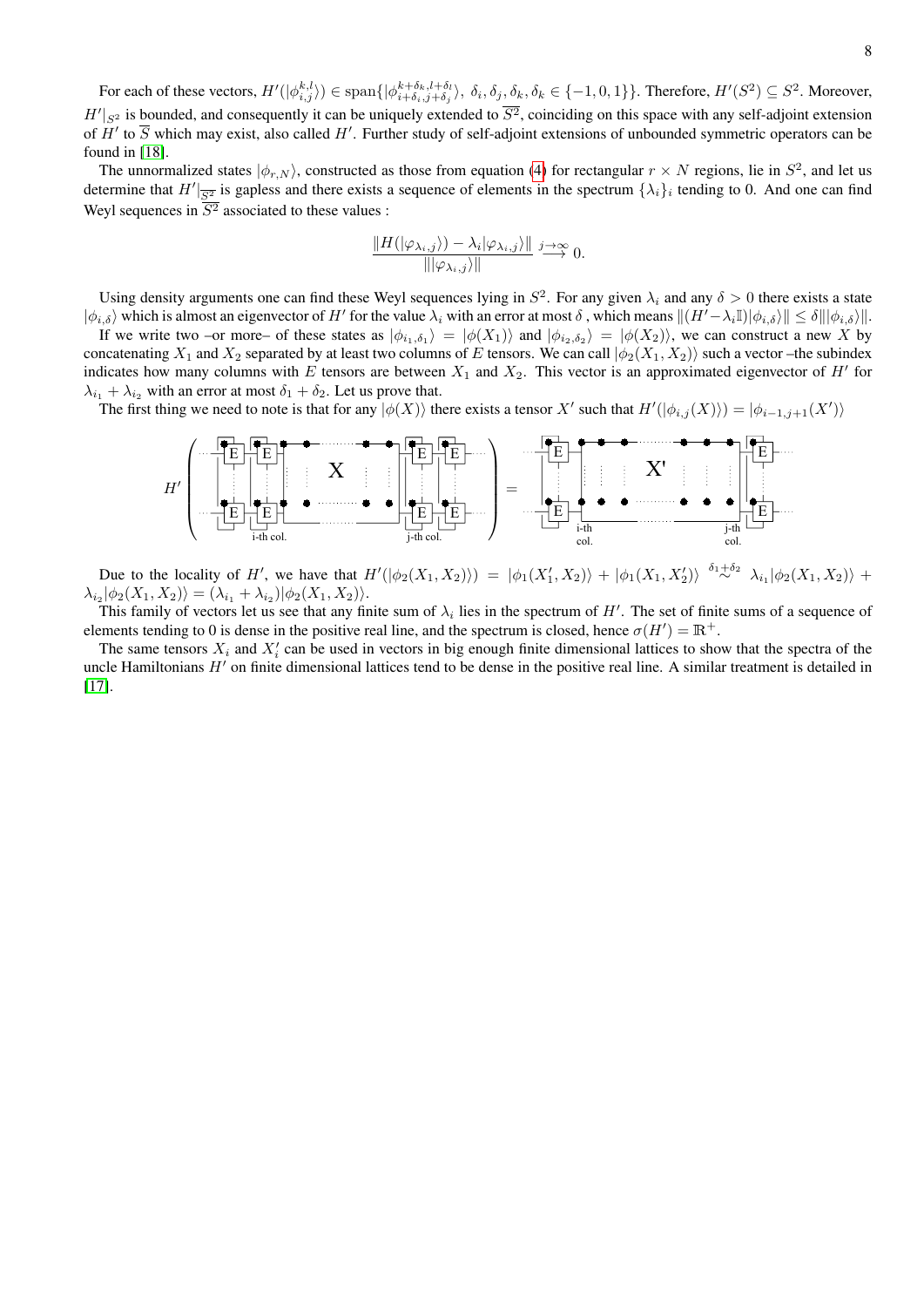For each of these vectors, $H'(|\phi_{i,j}^{k,l}\rangle) \in \text{span}\{|\phi_{i+\delta_i,j+\delta_j}^{k+\delta_k,l+\delta_l}\rangle,\ \delta_i,\delta_j,\delta_k,\delta_k \in \{-1,0,1\}\}$. Therefore, $H'(S^2) \subseteq S^2$. Moreover, $H'|_{S^2}$ is bounded, and consequently it can be uniquely extended to $\overline{S^2}$, coinciding on this space with any self-adjoint extension of $H'$ to $\overline{S}$ which may exist, also called $H'$. Further study of self-adjoint extensions of unbounded symmetric operators can be found in [18].

The unnormalized states $|\phi_{r,N}\rangle$, constructed as those from equation (4) for rectangular $r \times N$ regions, lie in $S^2$, and let us determine that $H'|_{\overline{S^2}}$ is gapless and there exists a sequence of elements in the spectrum $\{\lambda_i\}_i$ tending to 0. And one can find Weyl sequences in $\overline{S^2}$ associated to these values :

$$\frac{\| H(|\varphi_{\lambda_i,j}\rangle) - \lambda_i|\varphi_{\lambda_i,j}\rangle\|}{\||\varphi_{\lambda_i,j}\rangle\|} \overset{j\to\infty}{\longrightarrow} 0.$$

Using density arguments one can find these Weyl sequences lying in $S^2$. For any given $\lambda_i$ and any $\delta > 0$ there exists a state $|\phi_{i,\delta}\rangle$ which is almost an eigenvector of $H'$ for the value $\lambda_i$ with an error at most $\delta$ , which means $\|(H'-\lambda_i\mathbb{I})|\phi_{i,\delta}\rangle\| \leq \delta\||\phi_{i,\delta}\rangle\|$.

If we write two –or more– of these states as $|\phi_{i_1,\delta_1}\rangle = |\phi(X_1)\rangle$ and $|\phi_{i_2,\delta_2}\rangle = |\phi(X_2)\rangle$, we can construct a new $X$ by concatenating $X_1$ and $X_2$ separated by at least two columns of $E$ tensors. We can call $|\phi_2(X_1,X_2)\rangle$ such a vector –the subindex indicates how many columns with $E$ tensors are between $X_1$ and $X_2$. This vector is an approximated eigenvector of $H'$ for $\lambda_{i_1} + \lambda_{i_2}$ with an error at most $\delta_1 + \delta_2$. Let us prove that.

The first thing we need to note is that for any $|\phi(X)\rangle$ there exists a tensor $X'$ such that $H'(|\phi_{i,j}(X)\rangle) = |\phi_{i-1,j+1}(X')\rangle$

H'
E E X E E
E E E E
i-th col. j-th col.
=
E X' E
E E
i-th col. j-th col.

Due to the locality of $H'$, we have that $H'(|\phi_2(X_1,X_2)\rangle) = |\phi_1(X_1',X_2)\rangle + |\phi_1(X_1,X_2')\rangle \overset{\delta_1+\delta_2}{\sim} \lambda_{i_1}|\phi_2(X_1,X_2)\rangle + \lambda_{i_2}|\phi_2(X_1,X_2)\rangle = (\lambda_{i_1}+\lambda_{i_2})|\phi_2(X_1,X_2)\rangle$.

This family of vectors let us see that any finite sum of $\lambda_i$ lies in the spectrum of $H'$. The set of finite sums of a sequence of elements tending to 0 is dense in the positive real line, and the spectrum is closed, hence $\sigma(H') = \mathbb{R}^+$.

The same tensors $X_i$ and $X_i'$ can be used in vectors in big enough finite dimensional lattices to show that the spectra of the uncle Hamiltonians $H'$ on finite dimensional lattices tend to be dense in the positive real line. A similar treatment is detailed in [17].